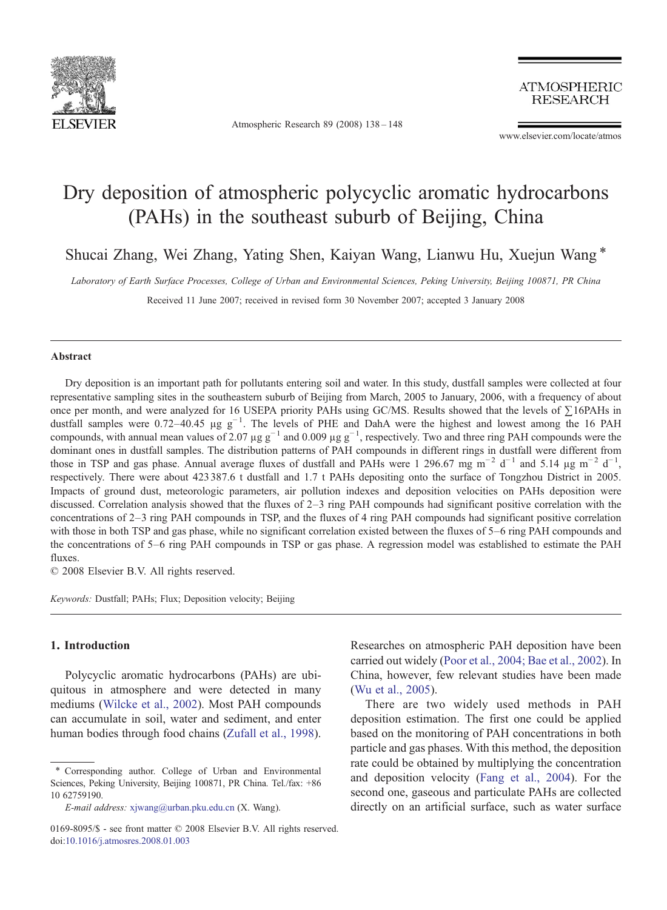# Dry deposition of atmospheric polycyclic aromatic hydrocarbons (PAHs) in the southeast suburb of Beijing, China

Shucai Zhang, Wei Zhang, Yating Shen, Kaiyan Wang, Lianwu Hu, Xuejun Wang *

*Laboratory of Earth Surface Processes, College of Urban and Environmental Sciences, Peking University, Beijing 100871, PR China*

Received 11 June 2007; received in revised form 30 November 2007; accepted 3 January 2008

## Abstract

Dry deposition is an important path for pollutants entering soil and water. In this study, dustfall samples were collected at four representative sampling sites in the southeastern suburb of Beijing from March, 2005 to January, 2006, with a frequency of about once per month, and were analyzed for 16 USEPA priority PAHs using GC/MS. Results showed that the levels of ∑16PAHs in dustfall samples were 0.72–40.45 μg $g^{-1}$. The levels of PHE and DahA were the highest and lowest among the 16 PAH compounds, with annual mean values of 2.07 μg $g^{-1}$ and 0.009 μg $g^{-1}$, respectively. Two and three ring PAH compounds were the dominant ones in dustfall samples. The distribution patterns of PAH compounds in different rings in dustfall were different from those in TSP and gas phase. Annual average fluxes of dustfall and PAHs were 1 296.67 mg $m^{-2}$ $d^{-1}$ and 5.14 μg $m^{-2}$ $d^{-1}$, respectively. There were about 423 387.6 t dustfall and 1.7 t PAHs depositing onto the surface of Tongzhou District in 2005. Impacts of ground dust, meteorologic parameters, air pollution indexes and deposition velocities on PAHs deposition were discussed. Correlation analysis showed that the fluxes of 2–3 ring PAH compounds had significant positive correlation with the concentrations of 2–3 ring PAH compounds in TSP, and the fluxes of 4 ring PAH compounds had significant positive correlation with those in both TSP and gas phase, while no significant correlation existed between the fluxes of 5–6 ring PAH compounds and the concentrations of 5–6 ring PAH compounds in TSP or gas phase. A regression model was established to estimate the PAH fluxes.

© 2008 Elsevier B.V. All rights reserved.

*Keywords:* Dustfall; PAHs; Flux; Deposition velocity; Beijing

## 1. Introduction

Polycyclic aromatic hydrocarbons (PAHs) are ubiquitous in atmosphere and were detected in many mediums (Wilcke et al., 2002). Most PAH compounds can accumulate in soil, water and sediment, and enter human bodies through food chains (Zufall et al., 1998). Researches on atmospheric PAH deposition have been carried out widely (Poor et al., 2004; Bae et al., 2002). In China, however, few relevant studies have been made (Wu et al., 2005).

There are two widely used methods in PAH deposition estimation. The first one could be applied based on the monitoring of PAH concentrations in both particle and gas phases. With this method, the deposition rate could be obtained by multiplying the concentration and deposition velocity (Fang et al., 2004). For the second one, gaseous and particulate PAHs are collected directly on an artificial surface, such as water surface

* Corresponding author. College of Urban and Environmental Sciences, Peking University, Beijing 100871, PR China. Tel./fax: +86 10 62759190.

*E-mail address:* xjwang@urban.pku.edu.cn (X. Wang).

0169-8095/$ - see front matter © 2008 Elsevier B.V. All rights reserved.
doi:10.1016/j.atmosres.2008.01.003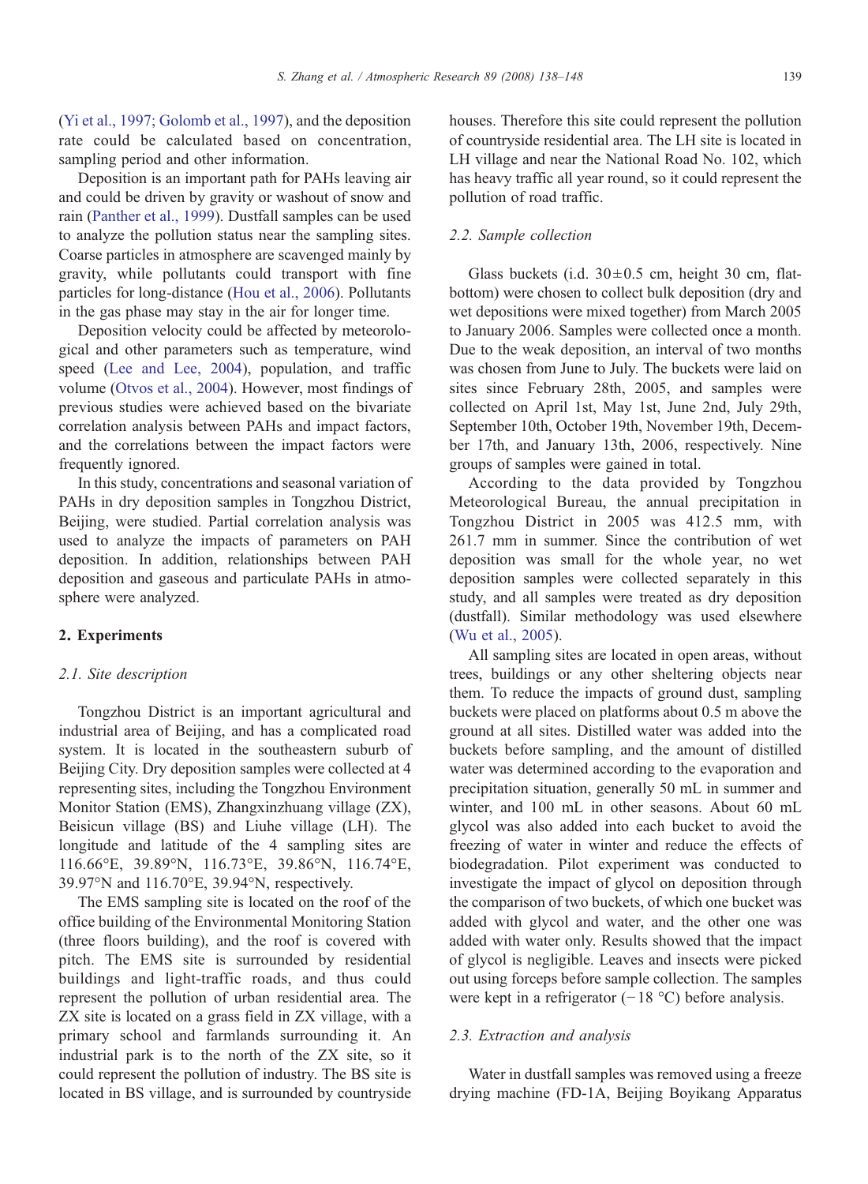(Yi et al., 1997; Golomb et al., 1997), and the deposition rate could be calculated based on concentration, sampling period and other information.

Deposition is an important path for PAHs leaving air and could be driven by gravity or washout of snow and rain (Panther et al., 1999). Dustfall samples can be used to analyze the pollution status near the sampling sites. Coarse particles in atmosphere are scavenged mainly by gravity, while pollutants could transport with fine particles for long-distance (Hou et al., 2006). Pollutants in the gas phase may stay in the air for longer time.

Deposition velocity could be affected by meteorological and other parameters such as temperature, wind speed (Lee and Lee, 2004), population, and traffic volume (Otvos et al., 2004). However, most findings of previous studies were achieved based on the bivariate correlation analysis between PAHs and impact factors, and the correlations between the impact factors were frequently ignored.

In this study, concentrations and seasonal variation of PAHs in dry deposition samples in Tongzhou District, Beijing, were studied. Partial correlation analysis was used to analyze the impacts of parameters on PAH deposition. In addition, relationships between PAH deposition and gaseous and particulate PAHs in atmosphere were analyzed.

## 2. Experiments

### *2.1. Site description*

Tongzhou District is an important agricultural and industrial area of Beijing, and has a complicated road system. It is located in the southeastern suburb of Beijing City. Dry deposition samples were collected at 4 representing sites, including the Tongzhou Environment Monitor Station (EMS), Zhangxinzhuang village (ZX), Beisicun village (BS) and Liuhe village (LH). The longitude and latitude of the 4 sampling sites are 116.66°E, 39.89°N, 116.73°E, 39.86°N, 116.74°E, 39.97°N and 116.70°E, 39.94°N, respectively.

The EMS sampling site is located on the roof of the office building of the Environmental Monitoring Station (three floors building), and the roof is covered with pitch. The EMS site is surrounded by residential buildings and light-traffic roads, and thus could represent the pollution of urban residential area. The ZX site is located on a grass field in ZX village, with a primary school and farmlands surrounding it. An industrial park is to the north of the ZX site, so it could represent the pollution of industry. The BS site is located in BS village, and is surrounded by countryside houses. Therefore this site could represent the pollution of countryside residential area. The LH site is located in LH village and near the National Road No. 102, which has heavy traffic all year round, so it could represent the pollution of road traffic.

### *2.2. Sample collection*

Glass buckets (i.d. 30±0.5 cm, height 30 cm, flat-bottom) were chosen to collect bulk deposition (dry and wet depositions were mixed together) from March 2005 to January 2006. Samples were collected once a month. Due to the weak deposition, an interval of two months was chosen from June to July. The buckets were laid on sites since February 28th, 2005, and samples were collected on April 1st, May 1st, June 2nd, July 29th, September 10th, October 19th, November 19th, December 17th, and January 13th, 2006, respectively. Nine groups of samples were gained in total.

According to the data provided by Tongzhou Meteorological Bureau, the annual precipitation in Tongzhou District in 2005 was 412.5 mm, with 261.7 mm in summer. Since the contribution of wet deposition was small for the whole year, no wet deposition samples were collected separately in this study, and all samples were treated as dry deposition (dustfall). Similar methodology was used elsewhere (Wu et al., 2005).

All sampling sites are located in open areas, without trees, buildings or any other sheltering objects near them. To reduce the impacts of ground dust, sampling buckets were placed on platforms about 0.5 m above the ground at all sites. Distilled water was added into the buckets before sampling, and the amount of distilled water was determined according to the evaporation and precipitation situation, generally 50 mL in summer and winter, and 100 mL in other seasons. About 60 mL glycol was also added into each bucket to avoid the freezing of water in winter and reduce the effects of biodegradation. Pilot experiment was conducted to investigate the impact of glycol on deposition through the comparison of two buckets, of which one bucket was added with glycol and water, and the other one was added with water only. Results showed that the impact of glycol is negligible. Leaves and insects were picked out using forceps before sample collection. The samples were kept in a refrigerator (−18 °C) before analysis.

### *2.3. Extraction and analysis*

Water in dustfall samples was removed using a freeze drying machine (FD-1A, Beijing Boyikang Apparatus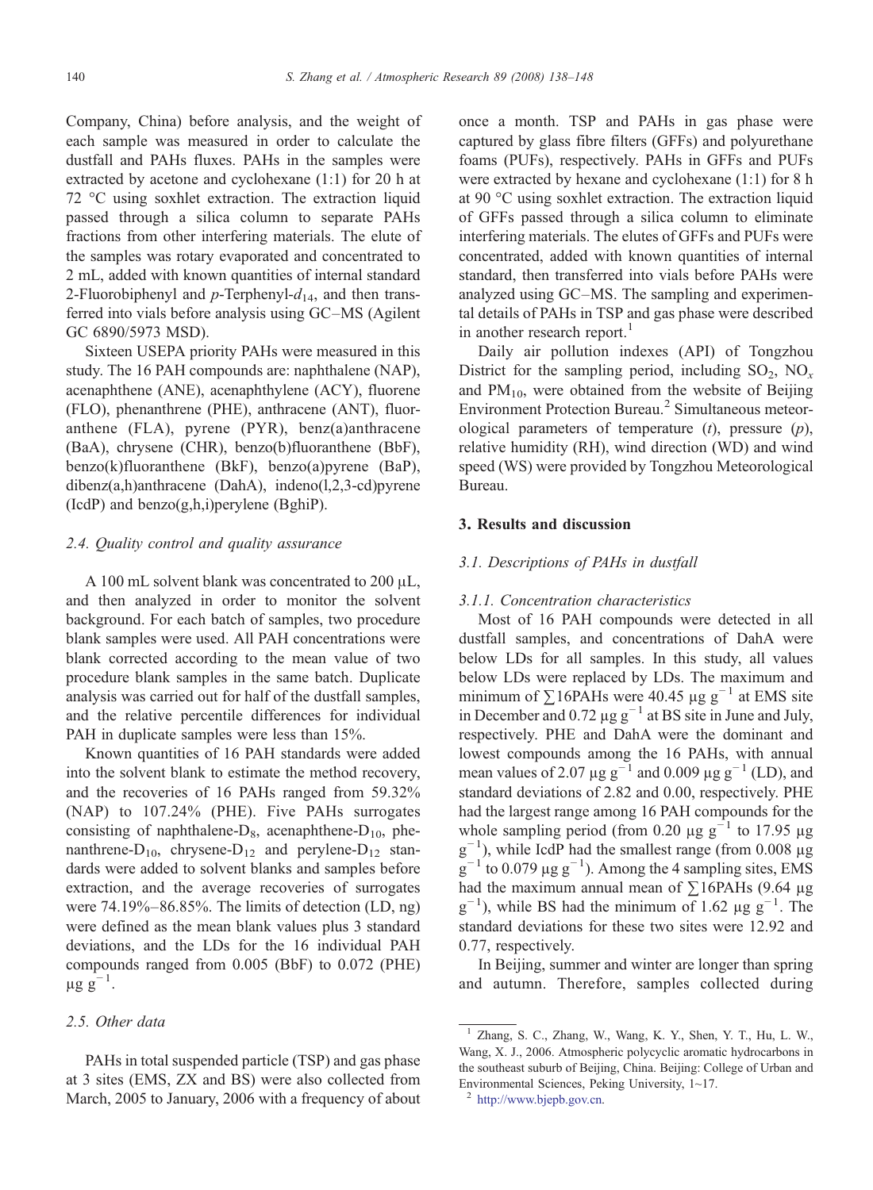Company, China) before analysis, and the weight of each sample was measured in order to calculate the dustfall and PAHs fluxes. PAHs in the samples were extracted by acetone and cyclohexane (1:1) for 20 h at 72 °C using soxhlet extraction. The extraction liquid passed through a silica column to separate PAHs fractions from other interfering materials. The elute of the samples was rotary evaporated and concentrated to 2 mL, added with known quantities of internal standard 2-Fluorobiphenyl and *p*-Terphenyl-$d_{14}$, and then transferred into vials before analysis using GC–MS (Agilent GC 6890/5973 MSD).

Sixteen USEPA priority PAHs were measured in this study. The 16 PAH compounds are: naphthalene (NAP), acenaphthene (ANE), acenaphthylene (ACY), fluorene (FLO), phenanthrene (PHE), anthracene (ANT), fluoranthene (FLA), pyrene (PYR), benz(a)anthracene (BaA), chrysene (CHR), benzo(b)fluoranthene (BbF), benzo(k)fluoranthene (BkF), benzo(a)pyrene (BaP), dibenz(a,h)anthracene (DahA), indeno(l,2,3-cd)pyrene (IcdP) and benzo(g,h,i)perylene (BghiP).

### *2.4. Quality control and quality assurance*

A 100 mL solvent blank was concentrated to 200 μL, and then analyzed in order to monitor the solvent background. For each batch of samples, two procedure blank samples were used. All PAH concentrations were blank corrected according to the mean value of two procedure blank samples in the same batch. Duplicate analysis was carried out for half of the dustfall samples, and the relative percentile differences for individual PAH in duplicate samples were less than 15%.

Known quantities of 16 PAH standards were added into the solvent blank to estimate the method recovery, and the recoveries of 16 PAHs ranged from 59.32% (NAP) to 107.24% (PHE). Five PAHs surrogates consisting of naphthalene-$D_8$, acenaphthene-$D_{10}$, phenanthrene-$D_{10}$, chrysene-$D_{12}$ and perylene-$D_{12}$ standards were added to solvent blanks and samples before extraction, and the average recoveries of surrogates were 74.19%–86.85%. The limits of detection (LD, ng) were defined as the mean blank values plus 3 standard deviations, and the LDs for the 16 individual PAH compounds ranged from 0.005 (BbF) to 0.072 (PHE) $\mu g\ g^{-1}$.

### *2.5. Other data*

PAHs in total suspended particle (TSP) and gas phase at 3 sites (EMS, ZX and BS) were also collected from March, 2005 to January, 2006 with a frequency of about once a month. TSP and PAHs in gas phase were captured by glass fibre filters (GFFs) and polyurethane foams (PUFs), respectively. PAHs in GFFs and PUFs were extracted by hexane and cyclohexane (1:1) for 8 h at 90 °C using soxhlet extraction. The extraction liquid of GFFs passed through a silica column to eliminate interfering materials. The elutes of GFFs and PUFs were concentrated, added with known quantities of internal standard, then transferred into vials before PAHs were analyzed using GC–MS. The sampling and experimental details of PAHs in TSP and gas phase were described in another research report.[1]

Daily air pollution indexes (API) of Tongzhou District for the sampling period, including $SO_2$, $NO_x$ and $PM_{10}$, were obtained from the website of Beijing Environment Protection Bureau.[2] Simultaneous meteorological parameters of temperature ($t$), pressure ($p$), relative humidity (RH), wind direction (WD) and wind speed (WS) were provided by Tongzhou Meteorological Bureau.

## 3. Results and discussion

### *3.1. Descriptions of PAHs in dustfall*

#### *3.1.1. Concentration characteristics*

Most of 16 PAH compounds were detected in all dustfall samples, and concentrations of DahA were below LDs for all samples. In this study, all values below LDs were replaced by LDs. The maximum and minimum of $\sum$16PAHs were 40.45 $\mu g\ g^{-1}$ at EMS site in December and 0.72 $\mu g\ g^{-1}$ at BS site in June and July, respectively. PHE and DahA were the dominant and lowest compounds among the 16 PAHs, with annual mean values of 2.07 $\mu g\ g^{-1}$ and 0.009 $\mu g\ g^{-1}$ (LD), and standard deviations of 2.82 and 0.00, respectively. PHE had the largest range among 16 PAH compounds for the whole sampling period (from 0.20 $\mu g\ g^{-1}$ to 17.95 $\mu g\ g^{-1}$), while IcdP had the smallest range (from 0.008 $\mu g\ g^{-1}$ to 0.079 $\mu g\ g^{-1}$). Among the 4 sampling sites, EMS had the maximum annual mean of $\sum$16PAHs (9.64 $\mu g\ g^{-1}$), while BS had the minimum of 1.62 $\mu g\ g^{-1}$. The standard deviations for these two sites were 12.92 and 0.77, respectively.

In Beijing, summer and winter are longer than spring and autumn. Therefore, samples collected during

[1] Zhang, S. C., Zhang, W., Wang, K. Y., Shen, Y. T., Hu, L. W., Wang, X. J., 2006. Atmospheric polycyclic aromatic hydrocarbons in the southeast suburb of Beijing, China. Beijing: College of Urban and Environmental Sciences, Peking University, 1~17.

[2] http://www.bjepb.gov.cn.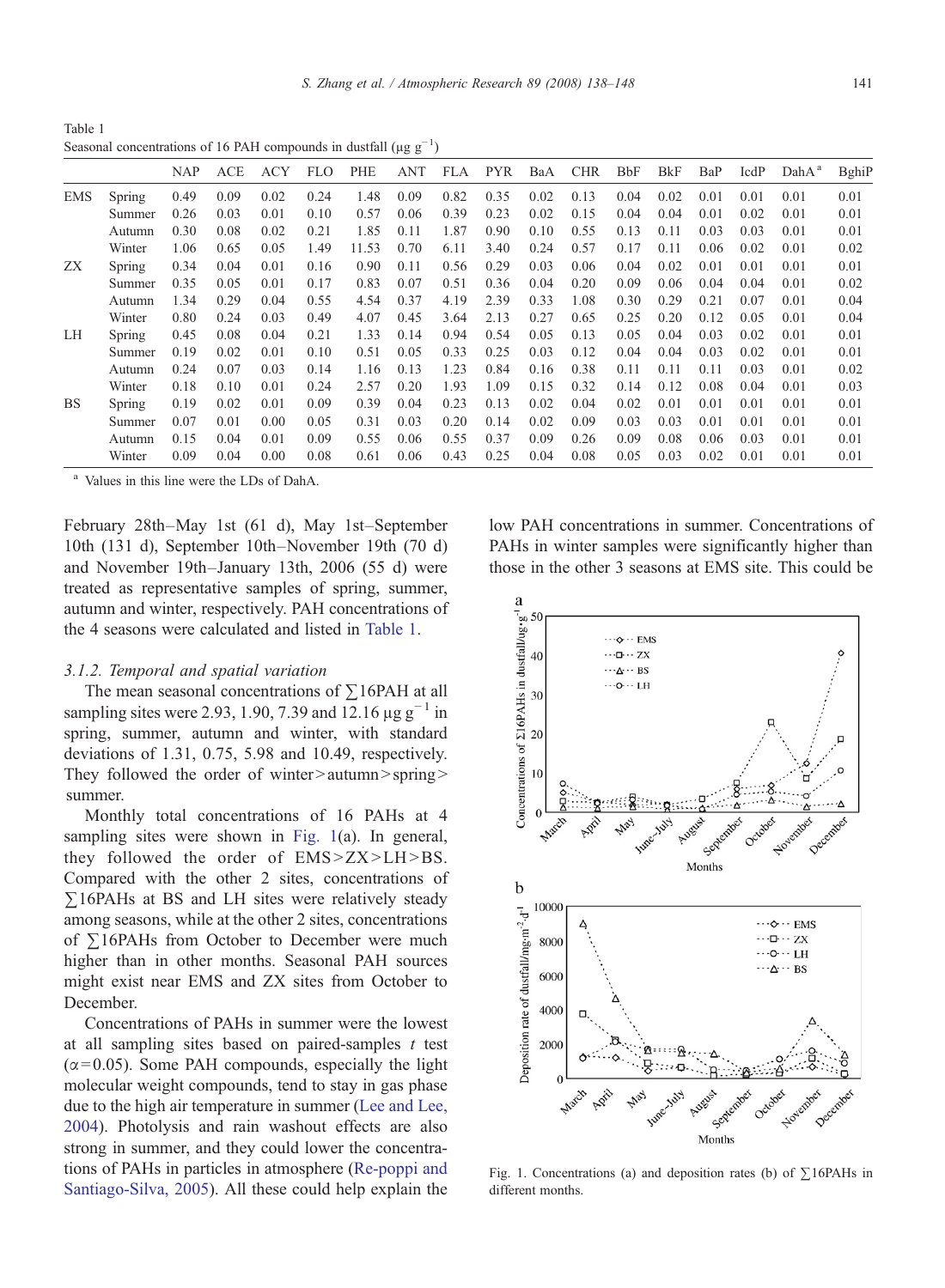Table 1
Seasonal concentrations of 16 PAH compounds in dustfall (μg $g^{-1}$)

| | | NAP | ACE | ACY | FLO | PHE | ANT | FLA | PYR | BaA | CHR | BbF | BkF | BaP | IcdP | DahA [a] | BghiP |
|---|---|---|---|---|---|---|---|---|---|---|---|---|---|---|---|---|---|
| EMS | Spring | 0.49 | 0.09 | 0.02 | 0.24 | 1.48 | 0.09 | 0.82 | 0.35 | 0.02 | 0.13 | 0.04 | 0.02 | 0.01 | 0.01 | 0.01 | 0.01 |
| | Summer | 0.26 | 0.03 | 0.01 | 0.10 | 0.57 | 0.06 | 0.39 | 0.23 | 0.02 | 0.15 | 0.04 | 0.04 | 0.01 | 0.02 | 0.01 | 0.01 |
| | Autumn | 0.30 | 0.08 | 0.02 | 0.21 | 1.85 | 0.11 | 1.87 | 0.90 | 0.10 | 0.55 | 0.13 | 0.11 | 0.03 | 0.03 | 0.01 | 0.01 |
| | Winter | 1.06 | 0.65 | 0.05 | 1.49 | 11.53 | 0.70 | 6.11 | 3.40 | 0.24 | 0.57 | 0.17 | 0.11 | 0.06 | 0.02 | 0.01 | 0.02 |
| ZX | Spring | 0.34 | 0.04 | 0.01 | 0.16 | 0.90 | 0.11 | 0.56 | 0.29 | 0.03 | 0.06 | 0.04 | 0.02 | 0.01 | 0.01 | 0.01 | 0.01 |
| | Summer | 0.35 | 0.05 | 0.01 | 0.17 | 0.83 | 0.07 | 0.51 | 0.36 | 0.04 | 0.20 | 0.09 | 0.06 | 0.04 | 0.04 | 0.01 | 0.02 |
| | Autumn | 1.34 | 0.29 | 0.04 | 0.55 | 4.54 | 0.37 | 4.19 | 2.39 | 0.33 | 1.08 | 0.30 | 0.29 | 0.21 | 0.07 | 0.01 | 0.04 |
| | Winter | 0.80 | 0.24 | 0.03 | 0.49 | 4.07 | 0.45 | 3.64 | 2.13 | 0.27 | 0.65 | 0.25 | 0.20 | 0.12 | 0.05 | 0.01 | 0.04 |
| LH | Spring | 0.45 | 0.08 | 0.04 | 0.21 | 1.33 | 0.14 | 0.94 | 0.54 | 0.05 | 0.13 | 0.05 | 0.04 | 0.03 | 0.02 | 0.01 | 0.01 |
| | Summer | 0.19 | 0.02 | 0.01 | 0.10 | 0.51 | 0.05 | 0.33 | 0.25 | 0.03 | 0.12 | 0.04 | 0.04 | 0.03 | 0.02 | 0.01 | 0.01 |
| | Autumn | 0.24 | 0.07 | 0.03 | 0.14 | 1.16 | 0.13 | 1.23 | 0.84 | 0.16 | 0.38 | 0.11 | 0.11 | 0.11 | 0.03 | 0.01 | 0.02 |
| | Winter | 0.18 | 0.10 | 0.01 | 0.24 | 2.57 | 0.20 | 1.93 | 1.09 | 0.15 | 0.32 | 0.14 | 0.12 | 0.08 | 0.04 | 0.01 | 0.03 |
| BS | Spring | 0.19 | 0.02 | 0.01 | 0.09 | 0.39 | 0.04 | 0.23 | 0.13 | 0.02 | 0.04 | 0.02 | 0.01 | 0.01 | 0.01 | 0.01 | 0.01 |
| | Summer | 0.07 | 0.01 | 0.00 | 0.05 | 0.31 | 0.03 | 0.20 | 0.14 | 0.02 | 0.09 | 0.03 | 0.03 | 0.01 | 0.01 | 0.01 | 0.01 |
| | Autumn | 0.15 | 0.04 | 0.01 | 0.09 | 0.55 | 0.06 | 0.55 | 0.37 | 0.09 | 0.26 | 0.09 | 0.08 | 0.06 | 0.03 | 0.01 | 0.01 |
| | Winter | 0.09 | 0.04 | 0.00 | 0.08 | 0.61 | 0.06 | 0.43 | 0.25 | 0.04 | 0.08 | 0.05 | 0.03 | 0.02 | 0.01 | 0.01 | 0.01 |

[a] Values in this line were the LDs of DahA.

February 28th–May 1st (61 d), May 1st–September 10th (131 d), September 10th–November 19th (70 d) and November 19th–January 13th, 2006 (55 d) were treated as representative samples of spring, summer, autumn and winter, respectively. PAH concentrations of the 4 seasons were calculated and listed in Table 1.

### 3.1.2. Temporal and spatial variation

The mean seasonal concentrations of ∑16PAH at all sampling sites were 2.93, 1.90, 7.39 and 12.16 μg $g^{-1}$ in spring, summer, autumn and winter, with standard deviations of 1.31, 0.75, 5.98 and 10.49, respectively. They followed the order of winter > autumn > spring > summer.

Monthly total concentrations of 16 PAHs at 4 sampling sites were shown in Fig. 1(a). In general, they followed the order of EMS > ZX > LH > BS. Compared with the other 2 sites, concentrations of ∑16PAHs at BS and LH sites were relatively steady among seasons, while at the other 2 sites, concentrations of ∑16PAHs from October to December were much higher than in other months. Seasonal PAH sources might exist near EMS and ZX sites from October to December.

Concentrations of PAHs in summer were the lowest at all sampling sites based on paired-samples $t$ test ($\alpha = 0.05$). Some PAH compounds, especially the light molecular weight compounds, tend to stay in gas phase due to the high air temperature in summer (Lee and Lee, 2004). Photolysis and rain washout effects are also strong in summer, and they could lower the concentrations of PAHs in particles in atmosphere (Re-poppi and Santiago-Silva, 2005). All these could help explain the low PAH concentrations in summer. Concentrations of PAHs in winter samples were significantly higher than those in the other 3 seasons at EMS site. This could be

Fig. 1. Concentrations (a) and deposition rates (b) of ∑16PAHs in different months.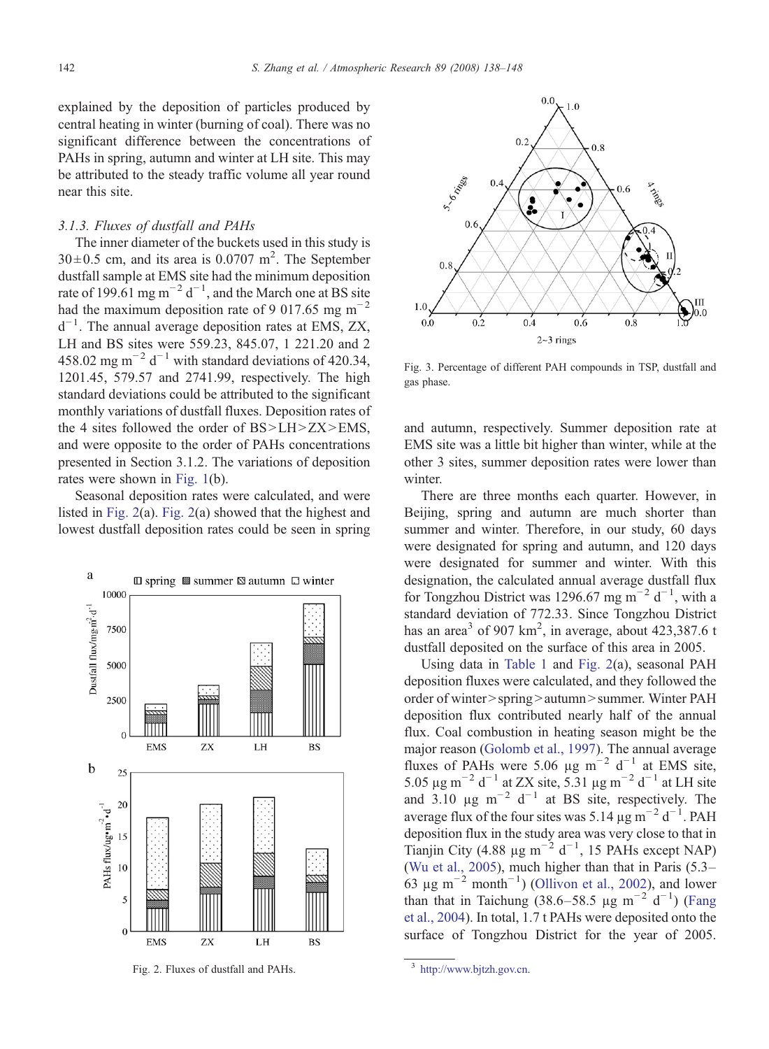explained by the deposition of particles produced by central heating in winter (burning of coal). There was no significant difference between the concentrations of PAHs in spring, autumn and winter at LH site. This may be attributed to the steady traffic volume all year round near this site.

### 3.1.3. Fluxes of dustfall and PAHs

The inner diameter of the buckets used in this study is $30 \pm 0.5$ cm, and its area is 0.0707 $m^2$. The September dustfall sample at EMS site had the minimum deposition rate of 199.61 mg $m^{-2}$ $d^{-1}$, and the March one at BS site had the maximum deposition rate of 9 017.65 mg $m^{-2}$ $d^{-1}$. The annual average deposition rates at EMS, ZX, LH and BS sites were 559.23, 845.07, 1 221.20 and 2 458.02 mg $m^{-2}$ $d^{-1}$ with standard deviations of 420.34, 1201.45, 579.57 and 2741.99, respectively. The high standard deviations could be attributed to the significant monthly variations of dustfall fluxes. Deposition rates of the 4 sites followed the order of BS>LH>ZX>EMS, and were opposite to the order of PAHs concentrations presented in Section 3.1.2. The variations of deposition rates were shown in Fig. 1(b).

Seasonal deposition rates were calculated, and were listed in Fig. 2(a). Fig. 2(a) showed that the highest and lowest dustfall deposition rates could be seen in spring and autumn, respectively. Summer deposition rate at EMS site was a little bit higher than winter, while at the other 3 sites, summer deposition rates were lower than winter.

Fig. 2. Fluxes of dustfall and PAHs.

Fig. 3. Percentage of different PAH compounds in TSP, dustfall and gas phase.

There are three months each quarter. However, in Beijing, spring and autumn are much shorter than summer and winter. Therefore, in our study, 60 days were designated for spring and autumn, and 120 days were designated for summer and winter. With this designation, the calculated annual average dustfall flux for Tongzhou District was 1296.67 mg $m^{-2}$ $d^{-1}$, with a standard deviation of 772.33. Since Tongzhou District has an area[3] of 907 $km^2$, in average, about 423,387.6 t dustfall deposited on the surface of this area in 2005.

Using data in Table 1 and Fig. 2(a), seasonal PAH deposition fluxes were calculated, and they followed the order of winter>spring>autumn>summer. Winter PAH deposition flux contributed nearly half of the annual flux. Coal combustion in heating season might be the major reason (Golomb et al., 1997). The annual average fluxes of PAHs were 5.06 μg $m^{-2}$ $d^{-1}$ at EMS site, 5.05 μg $m^{-2}$ $d^{-1}$ at ZX site, 5.31 μg $m^{-2}$ $d^{-1}$ at LH site and 3.10 μg $m^{-2}$ $d^{-1}$ at BS site, respectively. The average flux of the four sites was 5.14 μg $m^{-2}$ $d^{-1}$. PAH deposition flux in the study area was very close to that in Tianjin City (4.88 μg $m^{-2}$ $d^{-1}$, 15 PAHs except NAP) (Wu et al., 2005), much higher than that in Paris (5.3–63 μg $m^{-2}$ $month^{-1}$) (Ollivon et al., 2002), and lower than that in Taichung (38.6–58.5 μg $m^{-2}$ $d^{-1}$) (Fang et al., 2004). In total, 1.7 t PAHs were deposited onto the surface of Tongzhou District for the year of 2005.

[3] http://www.bjtzh.gov.cn.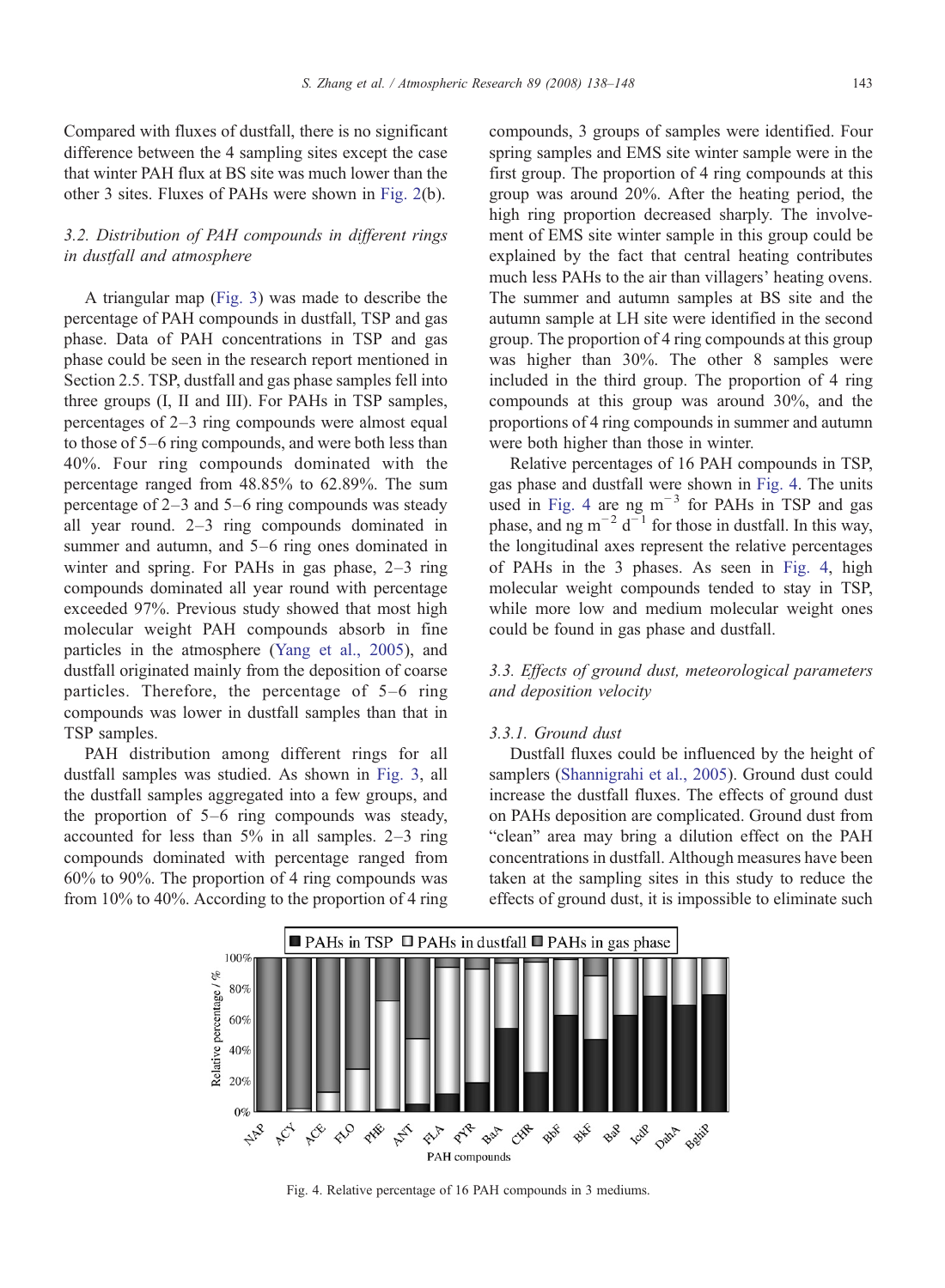Compared with fluxes of dustfall, there is no significant difference between the 4 sampling sites except the case that winter PAH flux at BS site was much lower than the other 3 sites. Fluxes of PAHs were shown in Fig. 2(b).

### 3.2. Distribution of PAH compounds in different rings in dustfall and atmosphere

A triangular map (Fig. 3) was made to describe the percentage of PAH compounds in dustfall, TSP and gas phase. Data of PAH concentrations in TSP and gas phase could be seen in the research report mentioned in Section 2.5. TSP, dustfall and gas phase samples fell into three groups (I, II and III). For PAHs in TSP samples, percentages of 2–3 ring compounds were almost equal to those of 5–6 ring compounds, and were both less than 40%. Four ring compounds dominated with the percentage ranged from 48.85% to 62.89%. The sum percentage of 2–3 and 5–6 ring compounds was steady all year round. 2–3 ring compounds dominated in summer and autumn, and 5–6 ring ones dominated in winter and spring. For PAHs in gas phase, 2–3 ring compounds dominated all year round with percentage exceeded 97%. Previous study showed that most high molecular weight PAH compounds absorb in fine particles in the atmosphere (Yang et al., 2005), and dustfall originated mainly from the deposition of coarse particles. Therefore, the percentage of 5–6 ring compounds was lower in dustfall samples than that in TSP samples.

PAH distribution among different rings for all dustfall samples was studied. As shown in Fig. 3, all the dustfall samples aggregated into a few groups, and the proportion of 5–6 ring compounds was steady, accounted for less than 5% in all samples. 2–3 ring compounds dominated with percentage ranged from 60% to 90%. The proportion of 4 ring compounds was from 10% to 40%. According to the proportion of 4 ring compounds, 3 groups of samples were identified. Four spring samples and EMS site winter sample were in the first group. The proportion of 4 ring compounds at this group was around 20%. After the heating period, the high ring proportion decreased sharply. The involvement of EMS site winter sample in this group could be explained by the fact that central heating contributes much less PAHs to the air than villagers' heating ovens. The summer and autumn samples at BS site and the autumn sample at LH site were identified in the second group. The proportion of 4 ring compounds at this group was higher than 30%. The other 8 samples were included in the third group. The proportion of 4 ring compounds at this group was around 30%, and the proportions of 4 ring compounds in summer and autumn were both higher than those in winter.

Relative percentages of 16 PAH compounds in TSP, gas phase and dustfall were shown in Fig. 4. The units used in Fig. 4 are ng $m^{-3}$ for PAHs in TSP and gas phase, and ng $m^{-2}$ $d^{-1}$ for those in dustfall. In this way, the longitudinal axes represent the relative percentages of PAHs in the 3 phases. As seen in Fig. 4, high molecular weight compounds tended to stay in TSP, while more low and medium molecular weight ones could be found in gas phase and dustfall.

### 3.3. Effects of ground dust, meteorological parameters and deposition velocity

#### 3.3.1. Ground dust

Dustfall fluxes could be influenced by the height of samplers (Shannigrahi et al., 2005). Ground dust could increase the dustfall fluxes. The effects of ground dust on PAHs deposition are complicated. Ground dust from "clean" area may bring a dilution effect on the PAH concentrations in dustfall. Although measures have been taken at the sampling sites in this study to reduce the effects of ground dust, it is impossible to eliminate such

Fig. 4. Relative percentage of 16 PAH compounds in 3 mediums.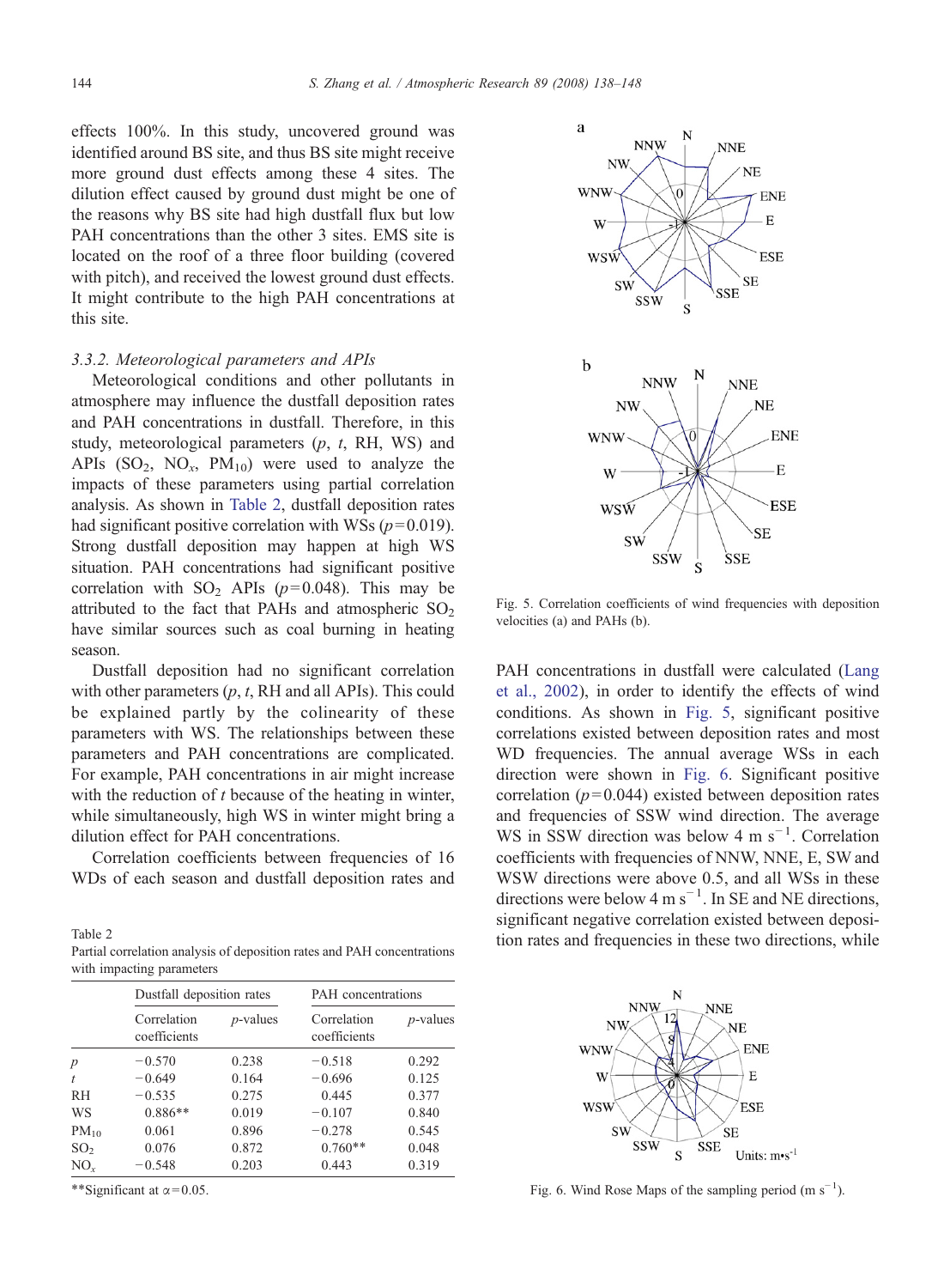effects 100%. In this study, uncovered ground was identified around BS site, and thus BS site might receive more ground dust effects among these 4 sites. The dilution effect caused by ground dust might be one of the reasons why BS site had high dustfall flux but low PAH concentrations than the other 3 sites. EMS site is located on the roof of a three floor building (covered with pitch), and received the lowest ground dust effects. It might contribute to the high PAH concentrations at this site.

### 3.3.2. Meteorological parameters and APIs

Meteorological conditions and other pollutants in atmosphere may influence the dustfall deposition rates and PAH concentrations in dustfall. Therefore, in this study, meteorological parameters ($p$, $t$, RH, WS) and APIs ($SO_2$, $NO_x$, $PM_{10}$) were used to analyze the impacts of these parameters using partial correlation analysis. As shown in Table 2, dustfall deposition rates had significant positive correlation with WSs ($p=0.019$). Strong dustfall deposition may happen at high WS situation. PAH concentrations had significant positive correlation with $SO_2$ APIs ($p=0.048$). This may be attributed to the fact that PAHs and atmospheric $SO_2$ have similar sources such as coal burning in heating season.

Dustfall deposition had no significant correlation with other parameters ($p$, $t$, RH and all APIs). This could be explained partly by the colinearity of these parameters with WS. The relationships between these parameters and PAH concentrations are complicated. For example, PAH concentrations in air might increase with the reduction of $t$ because of the heating in winter, while simultaneously, high WS in winter might bring a dilution effect for PAH concentrations.

Correlation coefficients between frequencies of 16 WDs of each season and dustfall deposition rates and PAH concentrations in dustfall were calculated (Lang et al., 2002), in order to identify the effects of wind conditions. As shown in Fig. 5, significant positive correlations existed between deposition rates and most WD frequencies. The annual average WSs in each direction were shown in Fig. 6. Significant positive correlation ($p=0.044$) existed between deposition rates and frequencies of SSW wind direction. The average WS in SSW direction was below 4 m $s^{-1}$. Correlation coefficients with frequencies of NNW, NNE, E, SW and WSW directions were above 0.5, and all WSs in these directions were below 4 m $s^{-1}$. In SE and NE directions, significant negative correlation existed between deposition rates and frequencies in these two directions, while

Table 2
Partial correlation analysis of deposition rates and PAH concentrations with impacting parameters

| | Dustfall deposition rates | | PAH concentrations | |
|---|---|---|---|---|
| | Correlation coefficients | $p$-values | Correlation coefficients | $p$-values |
| $p$ | −0.570 | 0.238 | −0.518 | 0.292 |
| $t$ | −0.649 | 0.164 | −0.696 | 0.125 |
| RH | −0.535 | 0.275 | 0.445 | 0.377 |
| WS | 0.886** | 0.019 | −0.107 | 0.840 |
| $PM_{10}$ | 0.061 | 0.896 | −0.278 | 0.545 |
| $SO_2$ | 0.076 | 0.872 | 0.760** | 0.048 |
| $NO_x$ | −0.548 | 0.203 | 0.443 | 0.319 |

**Significant at $\alpha=0.05$.

Fig. 5. Correlation coefficients of wind frequencies with deposition velocities (a) and PAHs (b).

Fig. 6. Wind Rose Maps of the sampling period (m $s^{-1}$).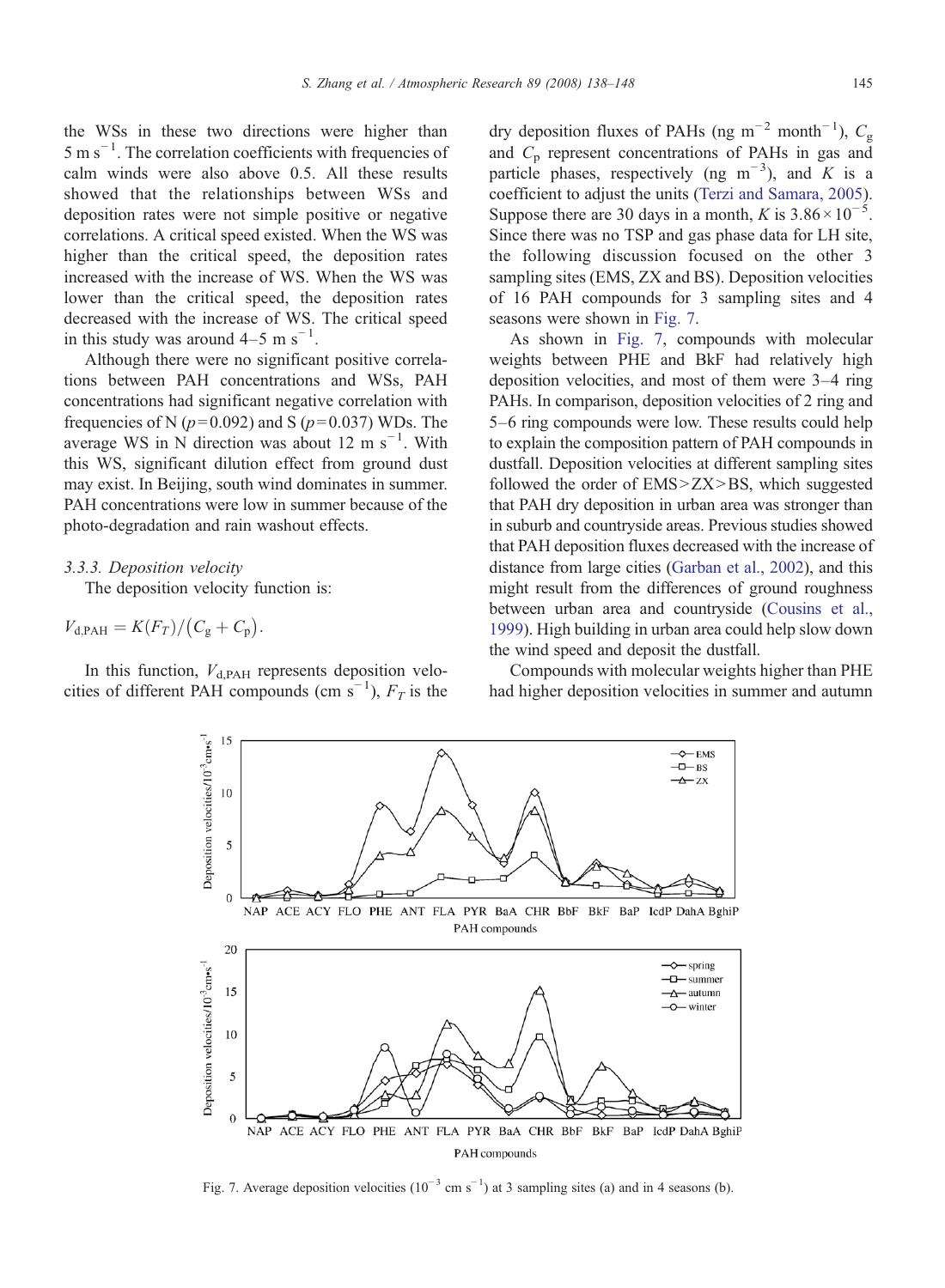the WSs in these two directions were higher than 5 m s$^{-1}$. The correlation coefficients with frequencies of calm winds were also above 0.5. All these results showed that the relationships between WSs and deposition rates were not simple positive or negative correlations. A critical speed existed. When the WS was higher than the critical speed, the deposition rates increased with the increase of WS. When the WS was lower than the critical speed, the deposition rates decreased with the increase of WS. The critical speed in this study was around 4–5 m s$^{-1}$.

Although there were no significant positive correlations between PAH concentrations and WSs, PAH concentrations had significant negative correlation with frequencies of N ($p$=0.092) and S ($p$=0.037) WDs. The average WS in N direction was about 12 m s$^{-1}$. With this WS, significant dilution effect from ground dust may exist. In Beijing, south wind dominates in summer. PAH concentrations were low in summer because of the photo-degradation and rain washout effects.

### 3.3.3. Deposition velocity

The deposition velocity function is:

$$V_{\mathrm{d,PAH}} = K(F_T)/(C_\mathrm{g} + C_\mathrm{p}).$$

In this function, $V_{\mathrm{d,PAH}}$ represents deposition velocities of different PAH compounds (cm s$^{-1}$), $F_T$ is the dry deposition fluxes of PAHs (ng m$^{-2}$ month$^{-1}$), $C_\mathrm{g}$ and $C_\mathrm{p}$ represent concentrations of PAHs in gas and particle phases, respectively (ng m$^{-3}$), and $K$ is a coefficient to adjust the units (Terzi and Samara, 2005). Suppose there are 30 days in a month, $K$ is $3.86\times10^{-5}$. Since there was no TSP and gas phase data for LH site, the following discussion focused on the other 3 sampling sites (EMS, ZX and BS). Deposition velocities of 16 PAH compounds for 3 sampling sites and 4 seasons were shown in Fig. 7.

As shown in Fig. 7, compounds with molecular weights between PHE and BkF had relatively high deposition velocities, and most of them were 3–4 ring PAHs. In comparison, deposition velocities of 2 ring and 5–6 ring compounds were low. These results could help to explain the composition pattern of PAH compounds in dustfall. Deposition velocities at different sampling sites followed the order of EMS>ZX>BS, which suggested that PAH dry deposition in urban area was stronger than in suburb and countryside areas. Previous studies showed that PAH deposition fluxes decreased with the increase of distance from large cities (Garban et al., 2002), and this might result from the differences of ground roughness between urban area and countryside (Cousins et al., 1999). High building in urban area could help slow down the wind speed and deposit the dustfall.

Compounds with molecular weights higher than PHE had higher deposition velocities in summer and autumn

Fig. 7. Average deposition velocities ($10^{-3}$ cm s$^{-1}$) at 3 sampling sites (a) and in 4 seasons (b).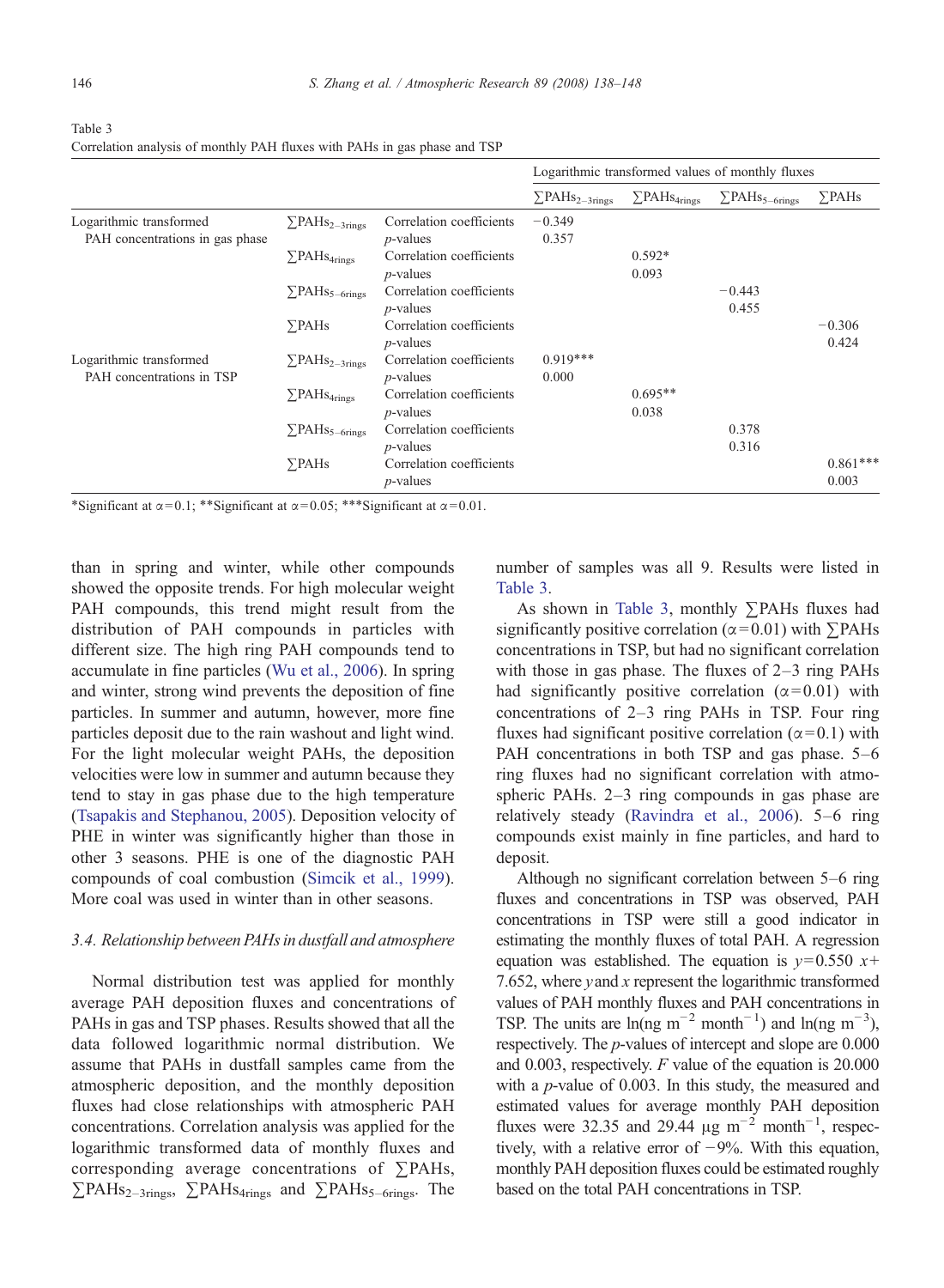Table 3
Correlation analysis of monthly PAH fluxes with PAHs in gas phase and TSP

| | | | Logarithmic transformed values of monthly fluxes | | | |
|---|---|---|---|---|---|---|
| | | | $\sum PAHs_{2-3rings}$ | $\sum PAHs_{4rings}$ | $\sum PAHs_{5-6rings}$ | $\sum PAHs$ |
| Logarithmic transformed PAH concentrations in gas phase | $\sum PAHs_{2-3rings}$ | Correlation coefficients | −0.349 | | | |
| | | *p*-values | 0.357 | | | |
| | $\sum PAHs_{4rings}$ | Correlation coefficients | | 0.592* | | |
| | | *p*-values | | 0.093 | | |
| | $\sum PAHs_{5-6rings}$ | Correlation coefficients | | | −0.443 | |
| | | *p*-values | | | 0.455 | |
| | $\sum PAHs$ | Correlation coefficients | | | | −0.306 |
| | | *p*-values | | | | 0.424 |
| Logarithmic transformed PAH concentrations in TSP | $\sum PAHs_{2-3rings}$ | Correlation coefficients | 0.919*** | | | |
| | | *p*-values | 0.000 | | | |
| | $\sum PAHs_{4rings}$ | Correlation coefficients | | 0.695** | | |
| | | *p*-values | | 0.038 | | |
| | $\sum PAHs_{5-6rings}$ | Correlation coefficients | | | 0.378 | |
| | | *p*-values | | | 0.316 | |
| | $\sum PAHs$ | Correlation coefficients | | | | 0.861*** |
| | | *p*-values | | | | 0.003 |

*Significant at $\alpha=0.1$; **Significant at $\alpha=0.05$; ***Significant at $\alpha=0.01$.

than in spring and winter, while other compounds showed the opposite trends. For high molecular weight PAH compounds, this trend might result from the distribution of PAH compounds in particles with different size. The high ring PAH compounds tend to accumulate in fine particles (Wu et al., 2006). In spring and winter, strong wind prevents the deposition of fine particles. In summer and autumn, however, more fine particles deposit due to the rain washout and light wind. For the light molecular weight PAHs, the deposition velocities were low in summer and autumn because they tend to stay in gas phase due to the high temperature (Tsapakis and Stephanou, 2005). Deposition velocity of PHE in winter was significantly higher than those in other 3 seasons. PHE is one of the diagnostic PAH compounds of coal combustion (Simcik et al., 1999). More coal was used in winter than in other seasons.

### 3.4. Relationship between PAHs in dustfall and atmosphere

Normal distribution test was applied for monthly average PAH deposition fluxes and concentrations of PAHs in gas and TSP phases. Results showed that all the data followed logarithmic normal distribution. We assume that PAHs in dustfall samples came from the atmospheric deposition, and the monthly deposition fluxes had close relationships with atmospheric PAH concentrations. Correlation analysis was applied for the logarithmic transformed data of monthly fluxes and corresponding average concentrations of $\sum PAHs$, $\sum PAHs_{2-3rings}$, $\sum PAHs_{4rings}$ and $\sum PAHs_{5-6rings}$. The number of samples was all 9. Results were listed in Table 3.

As shown in Table 3, monthly $\sum PAHs$ fluxes had significantly positive correlation ($\alpha=0.01$) with $\sum PAHs$ concentrations in TSP, but had no significant correlation with those in gas phase. The fluxes of 2–3 ring PAHs had significantly positive correlation ($\alpha=0.01$) with concentrations of 2–3 ring PAHs in TSP. Four ring fluxes had significant positive correlation ($\alpha=0.1$) with PAH concentrations in both TSP and gas phase. 5–6 ring fluxes had no significant correlation with atmospheric PAHs. 2–3 ring compounds in gas phase are relatively steady (Ravindra et al., 2006). 5–6 ring compounds exist mainly in fine particles, and hard to deposit.

Although no significant correlation between 5–6 ring fluxes and concentrations in TSP was observed, PAH concentrations in TSP were still a good indicator in estimating the monthly fluxes of total PAH. A regression equation was established. The equation is $y=0.550\ x+7.652$, where $y$ and $x$ represent the logarithmic transformed values of PAH monthly fluxes and PAH concentrations in TSP. The units are $\ln(\text{ng m}^{-2}\ \text{month}^{-1})$ and $\ln(\text{ng m}^{-3})$, respectively. The *p*-values of intercept and slope are 0.000 and 0.003, respectively. $F$ value of the equation is 20.000 with a *p*-value of 0.003. In this study, the measured and estimated values for average monthly PAH deposition fluxes were 32.35 and 29.44 $\mu\text{g m}^{-2}\ \text{month}^{-1}$, respectively, with a relative error of −9%. With this equation, monthly PAH deposition fluxes could be estimated roughly based on the total PAH concentrations in TSP.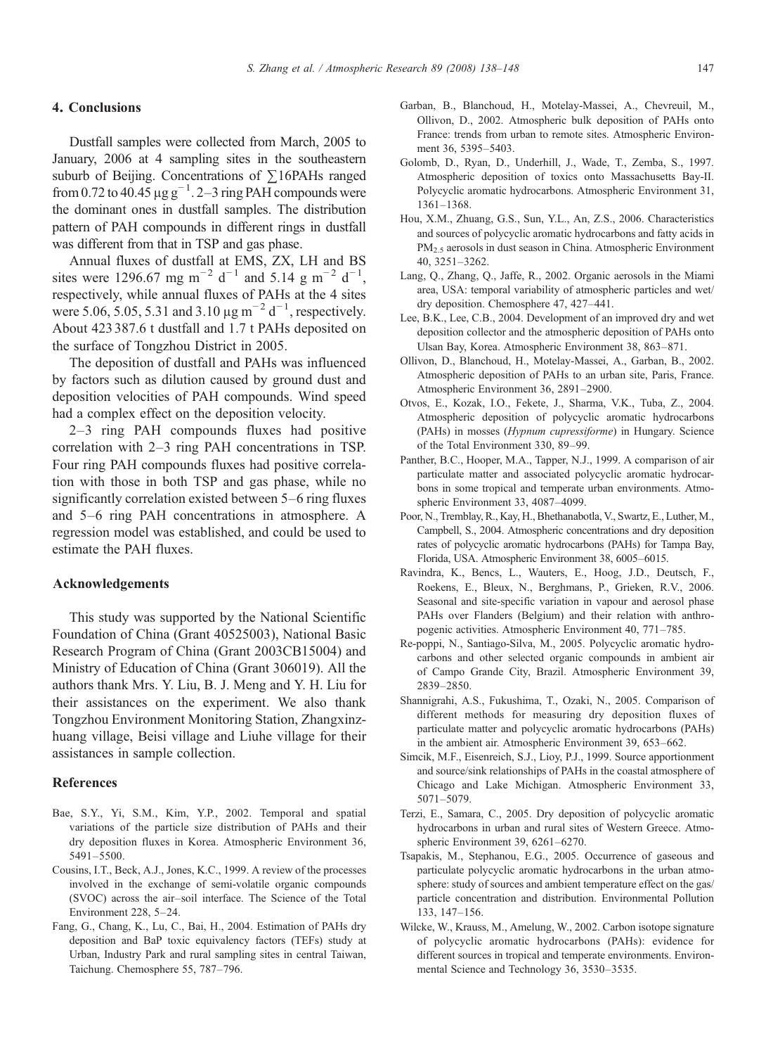## 4. Conclusions

Dustfall samples were collected from March, 2005 to January, 2006 at 4 sampling sites in the southeastern suburb of Beijing. Concentrations of $\sum$16PAHs ranged from 0.72 to 40.45 μg g$^{-1}$. 2–3 ring PAH compounds were the dominant ones in dustfall samples. The distribution pattern of PAH compounds in different rings in dustfall was different from that in TSP and gas phase.

Annual fluxes of dustfall at EMS, ZX, LH and BS sites were 1296.67 mg m$^{-2}$ d$^{-1}$ and 5.14 g m$^{-2}$ d$^{-1}$, respectively, while annual fluxes of PAHs at the 4 sites were 5.06, 5.05, 5.31 and 3.10 μg m$^{-2}$ d$^{-1}$, respectively. About 423 387.6 t dustfall and 1.7 t PAHs deposited on the surface of Tongzhou District in 2005.

The deposition of dustfall and PAHs was influenced by factors such as dilution caused by ground dust and deposition velocities of PAH compounds. Wind speed had a complex effect on the deposition velocity.

2–3 ring PAH compounds fluxes had positive correlation with 2–3 ring PAH concentrations in TSP. Four ring PAH compounds fluxes had positive correlation with those in both TSP and gas phase, while no significantly correlation existed between 5–6 ring fluxes and 5–6 ring PAH concentrations in atmosphere. A regression model was established, and could be used to estimate the PAH fluxes.

## Acknowledgements

This study was supported by the National Scientific Foundation of China (Grant 40525003), National Basic Research Program of China (Grant 2003CB15004) and Ministry of Education of China (Grant 306019). All the authors thank Mrs. Y. Liu, B. J. Meng and Y. H. Liu for their assistances on the experiment. We also thank Tongzhou Environment Monitoring Station, Zhangxinzhuang village, Beisi village and Liuhe village for their assistances in sample collection.

## References

Bae, S.Y., Yi, S.M., Kim, Y.P., 2002. Temporal and spatial variations of the particle size distribution of PAHs and their dry deposition fluxes in Korea. Atmospheric Environment 36, 5491–5500.

Cousins, I.T., Beck, A.J., Jones, K.C., 1999. A review of the processes involved in the exchange of semi-volatile organic compounds (SVOC) across the air–soil interface. The Science of the Total Environment 228, 5–24.

Fang, G., Chang, K., Lu, C., Bai, H., 2004. Estimation of PAHs dry deposition and BaP toxic equivalency factors (TEFs) study at Urban, Industry Park and rural sampling sites in central Taiwan, Taichung. Chemosphere 55, 787–796.

Garban, B., Blanchoud, H., Motelay-Massei, A., Chevreuil, M., Ollivon, D., 2002. Atmospheric bulk deposition of PAHs onto France: trends from urban to remote sites. Atmospheric Environment 36, 5395–5403.

Golomb, D., Ryan, D., Underhill, J., Wade, T., Zemba, S., 1997. Atmospheric deposition of toxics onto Massachusetts Bay-II. Polycyclic aromatic hydrocarbons. Atmospheric Environment 31, 1361–1368.

Hou, X.M., Zhuang, G.S., Sun, Y.L., An, Z.S., 2006. Characteristics and sources of polycyclic aromatic hydrocarbons and fatty acids in $PM_{2.5}$ aerosols in dust season in China. Atmospheric Environment 40, 3251–3262.

Lang, Q., Zhang, Q., Jaffe, R., 2002. Organic aerosols in the Miami area, USA: temporal variability of atmospheric particles and wet/dry deposition. Chemosphere 47, 427–441.

Lee, B.K., Lee, C.B., 2004. Development of an improved dry and wet deposition collector and the atmospheric deposition of PAHs onto Ulsan Bay, Korea. Atmospheric Environment 38, 863–871.

Ollivon, D., Blanchoud, H., Motelay-Massei, A., Garban, B., 2002. Atmospheric deposition of PAHs to an urban site, Paris, France. Atmospheric Environment 36, 2891–2900.

Otvos, E., Kozak, I.O., Fekete, J., Sharma, V.K., Tuba, Z., 2004. Atmospheric deposition of polycyclic aromatic hydrocarbons (PAHs) in mosses (*Hypnum cupressiforme*) in Hungary. Science of the Total Environment 330, 89–99.

Panther, B.C., Hooper, M.A., Tapper, N.J., 1999. A comparison of air particulate matter and associated polycyclic aromatic hydrocarbons in some tropical and temperate urban environments. Atmospheric Environment 33, 4087–4099.

Poor, N., Tremblay, R., Kay, H., Bhethanabotla, V., Swartz, E., Luther, M., Campbell, S., 2004. Atmospheric concentrations and dry deposition rates of polycyclic aromatic hydrocarbons (PAHs) for Tampa Bay, Florida, USA. Atmospheric Environment 38, 6005–6015.

Ravindra, K., Bencs, L., Wauters, E., Hoog, J.D., Deutsch, F., Roekens, E., Bleux, N., Berghmans, P., Grieken, R.V., 2006. Seasonal and site-specific variation in vapour and aerosol phase PAHs over Flanders (Belgium) and their relation with anthropogenic activities. Atmospheric Environment 40, 771–785.

Re-poppi, N., Santiago-Silva, M., 2005. Polycyclic aromatic hydrocarbons and other selected organic compounds in ambient air of Campo Grande City, Brazil. Atmospheric Environment 39, 2839–2850.

Shannigrahi, A.S., Fukushima, T., Ozaki, N., 2005. Comparison of different methods for measuring dry deposition fluxes of particulate matter and polycyclic aromatic hydrocarbons (PAHs) in the ambient air. Atmospheric Environment 39, 653–662.

Simcik, M.F., Eisenreich, S.J., Lioy, P.J., 1999. Source apportionment and source/sink relationships of PAHs in the coastal atmosphere of Chicago and Lake Michigan. Atmospheric Environment 33, 5071–5079.

Terzi, E., Samara, C., 2005. Dry deposition of polycyclic aromatic hydrocarbons in urban and rural sites of Western Greece. Atmospheric Environment 39, 6261–6270.

Tsapakis, M., Stephanou, E.G., 2005. Occurrence of gaseous and particulate polycyclic aromatic hydrocarbons in the urban atmosphere: study of sources and ambient temperature effect on the gas/particle concentration and distribution. Environmental Pollution 133, 147–156.

Wilcke, W., Krauss, M., Amelung, W., 2002. Carbon isotope signature of polycyclic aromatic hydrocarbons (PAHs): evidence for different sources in tropical and temperate environments. Environmental Science and Technology 36, 3530–3535.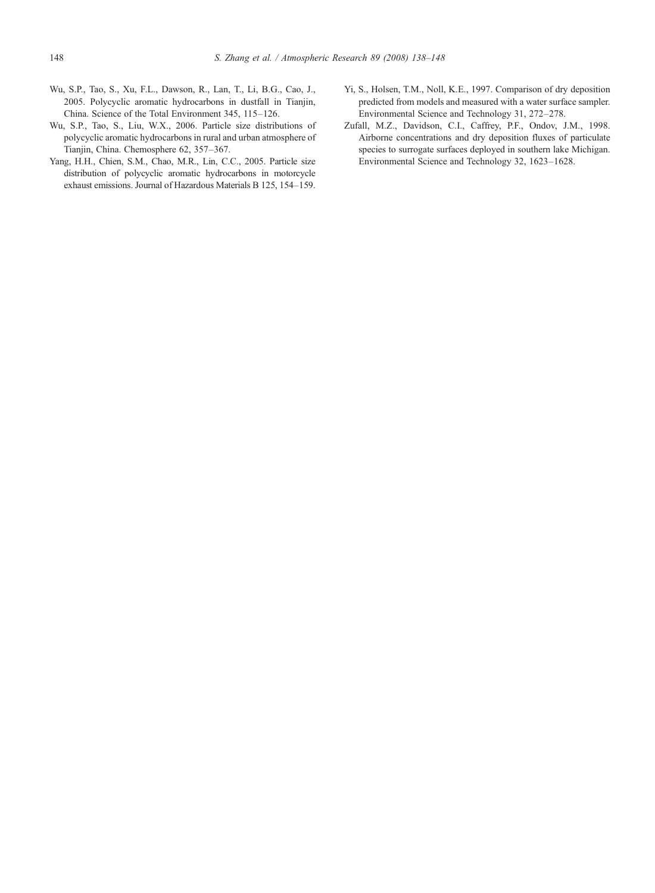Wu, S.P., Tao, S., Xu, F.L., Dawson, R., Lan, T., Li, B.G., Cao, J., 2005. Polycyclic aromatic hydrocarbons in dustfall in Tianjin, China. Science of the Total Environment 345, 115–126.

Wu, S.P., Tao, S., Liu, W.X., 2006. Particle size distributions of polycyclic aromatic hydrocarbons in rural and urban atmosphere of Tianjin, China. Chemosphere 62, 357–367.

Yang, H.H., Chien, S.M., Chao, M.R., Lin, C.C., 2005. Particle size distribution of polycyclic aromatic hydrocarbons in motorcycle exhaust emissions. Journal of Hazardous Materials B 125, 154–159.

Yi, S., Holsen, T.M., Noll, K.E., 1997. Comparison of dry deposition predicted from models and measured with a water surface sampler. Environmental Science and Technology 31, 272–278.

Zufall, M.Z., Davidson, C.I., Caffrey, P.F., Ondov, J.M., 1998. Airborne concentrations and dry deposition fluxes of particulate species to surrogate surfaces deployed in southern lake Michigan. Environmental Science and Technology 32, 1623–1628.